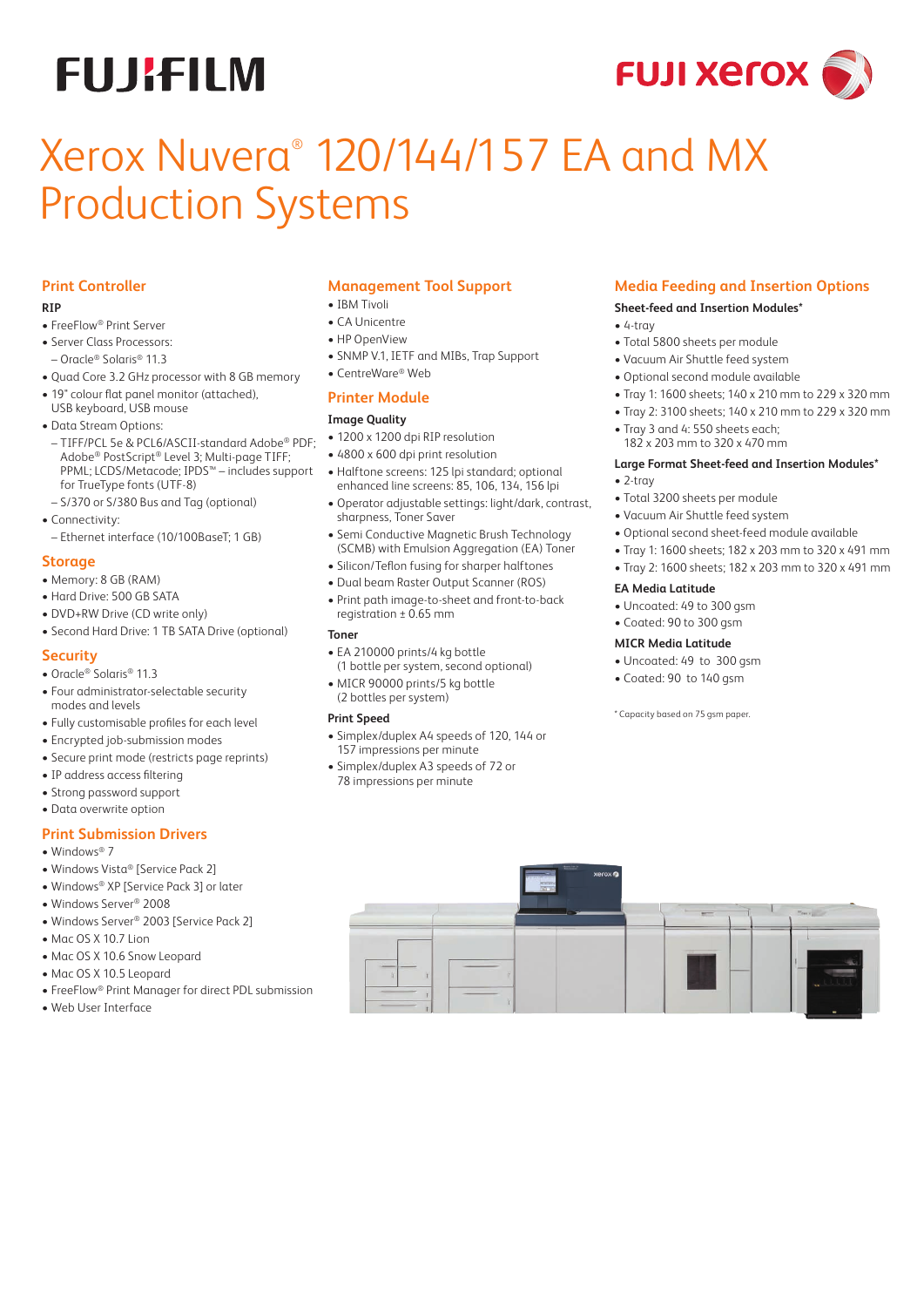FUJIFILM

FUJI xerox

# Xerox Nuvera® 120/144/157 EA and MX Production Systems

## Print Controller

### RIP

- FreeFlow® Print Server
- Server Class Processors:
  - Oracle® Solaris® 11.3
- Quad Core 3.2 GHz processor with 8 GB memory
- 19" colour flat panel monitor (attached), USB keyboard, USB mouse
- Data Stream Options:
  - TIFF/PCL 5e & PCL6/ASCII-standard Adobe® PDF; Adobe® PostScript® Level 3; Multi-page TIFF; PPML; LCDS/Metacode; IPDS™ – includes support for TrueType fonts (UTF-8)
  - S/370 or S/380 Bus and Tag (optional)
- Connectivity:
  - Ethernet interface (10/100BaseT; 1 GB)

## Storage

- Memory: 8 GB (RAM)
- Hard Drive: 500 GB SATA
- DVD+RW Drive (CD write only)
- Second Hard Drive: 1 TB SATA Drive (optional)

## Security

- Oracle® Solaris® 11.3
- Four administrator-selectable security modes and levels
- Fully customisable profiles for each level
- Encrypted job-submission modes
- Secure print mode (restricts page reprints)
- IP address access filtering
- Strong password support
- Data overwrite option

## Print Submission Drivers

- Windows® 7
- Windows Vista® [Service Pack 2]
- Windows® XP [Service Pack 3] or later
- Windows Server® 2008
- Windows Server® 2003 [Service Pack 2]
- Mac OS X 10.7 Lion
- Mac OS X 10.6 Snow Leopard
- Mac OS X 10.5 Leopard
- FreeFlow® Print Manager for direct PDL submission
- Web User Interface

## Management Tool Support

- IBM Tivoli
- CA Unicentre
- HP OpenView
- SNMP V.1, IETF and MIBs, Trap Support
- CentreWare® Web

## Printer Module

### Image Quality

- 1200 x 1200 dpi RIP resolution
- 4800 x 600 dpi print resolution
- Halftone screens: 125 lpi standard; optional enhanced line screens: 85, 106, 134, 156 lpi
- Operator adjustable settings: light/dark, contrast, sharpness, Toner Saver
- Semi Conductive Magnetic Brush Technology (SCMB) with Emulsion Aggregation (EA) Toner
- Silicon/Teflon fusing for sharper halftones
- Dual beam Raster Output Scanner (ROS)
- Print path image-to-sheet and front-to-back registration ± 0.65 mm

### Toner

- EA 210000 prints/4 kg bottle (1 bottle per system, second optional)
- MICR 90000 prints/5 kg bottle (2 bottles per system)

### Print Speed

- Simplex/duplex A4 speeds of 120, 144 or 157 impressions per minute
- Simplex/duplex A3 speeds of 72 or 78 impressions per minute

## Media Feeding and Insertion Options

### Sheet-feed and Insertion Modules*

- 4-tray
- Total 5800 sheets per module
- Vacuum Air Shuttle feed system
- Optional second module available
- Tray 1: 1600 sheets; 140 x 210 mm to 229 x 320 mm
- Tray 2: 3100 sheets; 140 x 210 mm to 229 x 320 mm
- Tray 3 and 4: 550 sheets each; 182 x 203 mm to 320 x 470 mm

### Large Format Sheet-feed and Insertion Modules*

- 2-tray
- Total 3200 sheets per module
- Vacuum Air Shuttle feed system
- Optional second sheet-feed module available
- Tray 1: 1600 sheets; 182 x 203 mm to 320 x 491 mm
- Tray 2: 1600 sheets; 182 x 203 mm to 320 x 491 mm

### EA Media Latitude

- Uncoated: 49 to 300 gsm
- Coated: 90 to 300 gsm

### MICR Media Latitude

- Uncoated: 49 to 300 gsm
- Coated: 90 to 140 gsm

\* Capacity based on 75 gsm paper.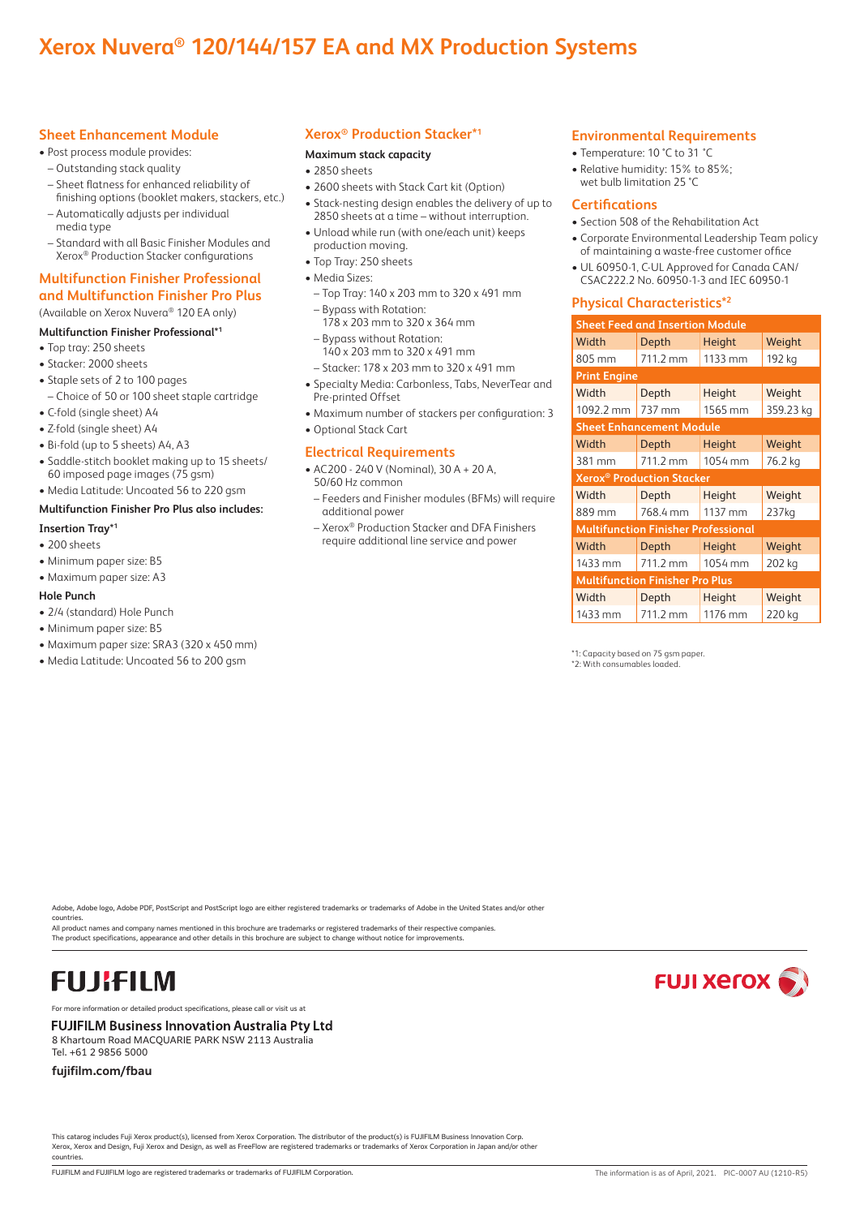# Xerox Nuvera® 120/144/157 EA and MX Production Systems

## Sheet Enhancement Module

- Post process module provides:
  - Outstanding stack quality
  - Sheet flatness for enhanced reliability of finishing options (booklet makers, stackers, etc.)
  - Automatically adjusts per individual media type
  - Standard with all Basic Finisher Modules and Xerox® Production Stacker configurations

## Multifunction Finisher Professional and Multifunction Finisher Pro Plus

(Available on Xerox Nuvera® 120 EA only)

**Multifunction Finisher Professional*1**

- Top tray: 250 sheets
- Stacker: 2000 sheets
- Staple sets of 2 to 100 pages
  - Choice of 50 or 100 sheet staple cartridge
- C-fold (single sheet) A4
- Z-fold (single sheet) A4
- Bi-fold (up to 5 sheets) A4, A3
- Saddle-stitch booklet making up to 15 sheets/ 60 imposed page images (75 gsm)
- Media Latitude: Uncoated 56 to 220 gsm

**Multifunction Finisher Pro Plus also includes:**

**Insertion Tray*1**

- 200 sheets
- Minimum paper size: B5
- Maximum paper size: A3

**Hole Punch**

- 2/4 (standard) Hole Punch
- Minimum paper size: B5
- Maximum paper size: SRA3 (320 x 450 mm)
- Media Latitude: Uncoated 56 to 200 gsm

## Xerox® Production Stacker*1

**Maximum stack capacity**

- 2850 sheets
- 2600 sheets with Stack Cart kit (Option)
- Stack-nesting design enables the delivery of up to 2850 sheets at a time – without interruption.
- Unload while run (with one/each unit) keeps production moving.
- Top Tray: 250 sheets
- Media Sizes:
  - Top Tray: 140 x 203 mm to 320 x 491 mm
  - Bypass with Rotation: 178 x 203 mm to 320 x 364 mm
  - Bypass without Rotation: 140 x 203 mm to 320 x 491 mm
  - Stacker: 178 x 203 mm to 320 x 491 mm
- Specialty Media: Carbonless, Tabs, NeverTear and Pre-printed Offset
- Maximum number of stackers per configuration: 3
- Optional Stack Cart

## Electrical Requirements

- AC200 - 240 V (Nominal), 30 A + 20 A, 50/60 Hz common
  - Feeders and Finisher modules (BFMs) will require additional power
  - Xerox® Production Stacker and DFA Finishers require additional line service and power

## Environmental Requirements

- Temperature: 10 °C to 31 °C
- Relative humidity: 15% to 85%; wet bulb limitation 25 °C

## Certifications

- Section 508 of the Rehabilitation Act
- Corporate Environmental Leadership Team policy of maintaining a waste-free customer office
- UL 60950-1, C-UL Approved for Canada CAN/ CSAC222.2 No. 60950-1-3 and IEC 60950-1

## Physical Characteristics*2

| Width | Depth | Height | Weight |
|---|---|---|---|
| **Sheet Feed and Insertion Module** | | | |
| 805 mm | 711.2 mm | 1133 mm | 192 kg |
| **Print Engine** | | | |
| 1092.2 mm | 737 mm | 1565 mm | 359.23 kg |
| **Sheet Enhancement Module** | | | |
| 381 mm | 711.2 mm | 1054 mm | 76.2 kg |
| **Xerox® Production Stacker** | | | |
| 889 mm | 768.4 mm | 1137 mm | 237kg |
| **Multifunction Finisher Professional** | | | |
| 1433 mm | 711.2 mm | 1054 mm | 202 kg |
| **Multifunction Finisher Pro Plus** | | | |
| 1433 mm | 711.2 mm | 1176 mm | 220 kg |

*1: Capacity based on 75 gsm paper.
*2: With consumables loaded.

Adobe, Adobe logo, Adobe PDF, PostScript and PostScript logo are either registered trademarks or trademarks of Adobe in the United States and/or other countries.
All product names and company names mentioned in this brochure are trademarks or registered trademarks of their respective companies.
The product specifications, appearance and other details in this brochure are subject to change without notice for improvements.

FUJIFILM

FUJI XEROX

For more information or detailed product specifications, please call or visit us at

**FUJIFILM Business Innovation Australia Pty Ltd**
8 Khartoum Road MACQUARIE PARK NSW 2113 Australia
Tel. +61 2 9856 5000

**fujifilm.com/fbau**

This catarog includes Fuji Xerox product(s), licensed from Xerox Corporation. The distributor of the product(s) is FUJIFILM Business Innovation Corp.
Xerox, Xerox and Design, Fuji Xerox and Design, as well as FreeFlow are registered trademarks or trademarks of Xerox Corporation in Japan and/or other countries.

FUJIFILM and FUJIFILM logo are registered trademarks or trademarks of FUJIFILM Corporation.

The information is as of April, 2021. PIC-0007 AU (1210-R5)